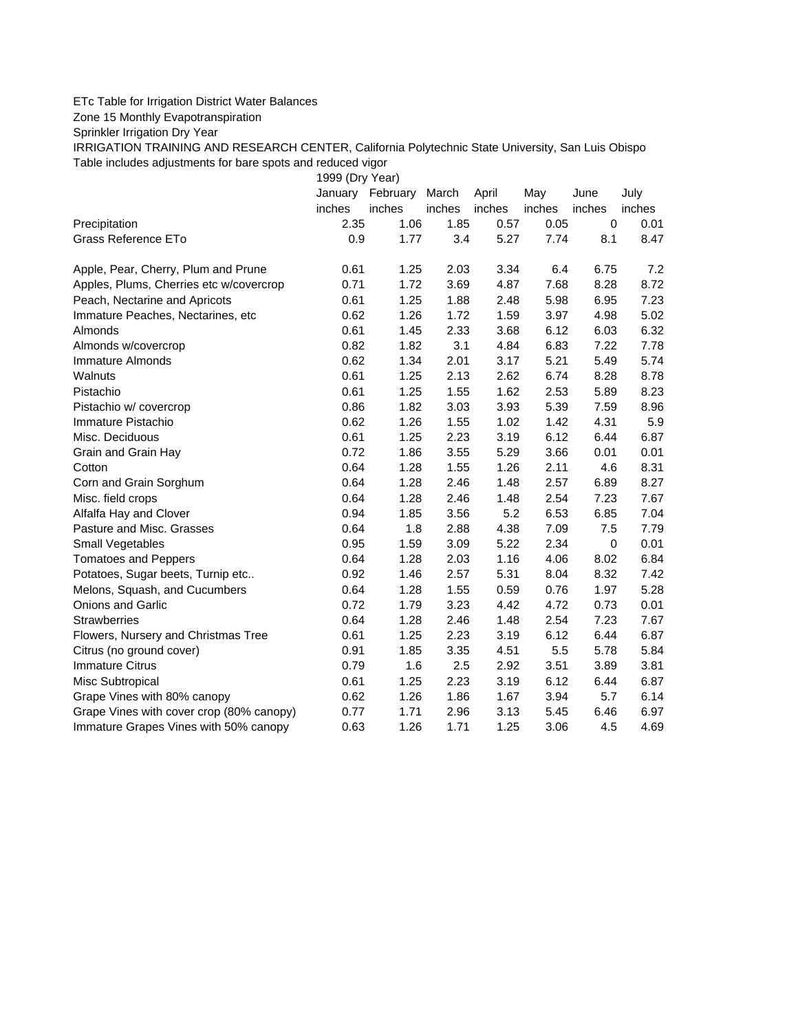ETc Table for Irrigation District Water Balances

Zone 15 Monthly Evapotranspiration

Sprinkler Irrigation Dry Year

IRRIGATION TRAINING AND RESEARCH CENTER, California Polytechnic State University, San Luis Obispo

Table includes adjustments for bare spots and reduced vigor

| | 1999 (Dry Year) | | | | | | |
|---|---|---|---|---|---|---|---|
| | January | February | March | April | May | June | July |
| | inches | inches | inches | inches | inches | inches | inches |
| Precipitation | 2.35 | 1.06 | 1.85 | 0.57 | 0.05 | 0 | 0.01 |
| Grass Reference ETo | 0.9 | 1.77 | 3.4 | 5.27 | 7.74 | 8.1 | 8.47 |
| | | | | | | | |
| Apple, Pear, Cherry, Plum and Prune | 0.61 | 1.25 | 2.03 | 3.34 | 6.4 | 6.75 | 7.2 |
| Apples, Plums, Cherries etc w/covercrop | 0.71 | 1.72 | 3.69 | 4.87 | 7.68 | 8.28 | 8.72 |
| Peach, Nectarine and Apricots | 0.61 | 1.25 | 1.88 | 2.48 | 5.98 | 6.95 | 7.23 |
| Immature Peaches, Nectarines, etc | 0.62 | 1.26 | 1.72 | 1.59 | 3.97 | 4.98 | 5.02 |
| Almonds | 0.61 | 1.45 | 2.33 | 3.68 | 6.12 | 6.03 | 6.32 |
| Almonds w/covercrop | 0.82 | 1.82 | 3.1 | 4.84 | 6.83 | 7.22 | 7.78 |
| Immature Almonds | 0.62 | 1.34 | 2.01 | 3.17 | 5.21 | 5.49 | 5.74 |
| Walnuts | 0.61 | 1.25 | 2.13 | 2.62 | 6.74 | 8.28 | 8.78 |
| Pistachio | 0.61 | 1.25 | 1.55 | 1.62 | 2.53 | 5.89 | 8.23 |
| Pistachio w/ covercrop | 0.86 | 1.82 | 3.03 | 3.93 | 5.39 | 7.59 | 8.96 |
| Immature Pistachio | 0.62 | 1.26 | 1.55 | 1.02 | 1.42 | 4.31 | 5.9 |
| Misc. Deciduous | 0.61 | 1.25 | 2.23 | 3.19 | 6.12 | 6.44 | 6.87 |
| Grain and Grain Hay | 0.72 | 1.86 | 3.55 | 5.29 | 3.66 | 0.01 | 0.01 |
| Cotton | 0.64 | 1.28 | 1.55 | 1.26 | 2.11 | 4.6 | 8.31 |
| Corn and Grain Sorghum | 0.64 | 1.28 | 2.46 | 1.48 | 2.57 | 6.89 | 8.27 |
| Misc. field crops | 0.64 | 1.28 | 2.46 | 1.48 | 2.54 | 7.23 | 7.67 |
| Alfalfa Hay and Clover | 0.94 | 1.85 | 3.56 | 5.2 | 6.53 | 6.85 | 7.04 |
| Pasture and Misc. Grasses | 0.64 | 1.8 | 2.88 | 4.38 | 7.09 | 7.5 | 7.79 |
| Small Vegetables | 0.95 | 1.59 | 3.09 | 5.22 | 2.34 | 0 | 0.01 |
| Tomatoes and Peppers | 0.64 | 1.28 | 2.03 | 1.16 | 4.06 | 8.02 | 6.84 |
| Potatoes, Sugar beets, Turnip etc.. | 0.92 | 1.46 | 2.57 | 5.31 | 8.04 | 8.32 | 7.42 |
| Melons, Squash, and Cucumbers | 0.64 | 1.28 | 1.55 | 0.59 | 0.76 | 1.97 | 5.28 |
| Onions and Garlic | 0.72 | 1.79 | 3.23 | 4.42 | 4.72 | 0.73 | 0.01 |
| Strawberries | 0.64 | 1.28 | 2.46 | 1.48 | 2.54 | 7.23 | 7.67 |
| Flowers, Nursery and Christmas Tree | 0.61 | 1.25 | 2.23 | 3.19 | 6.12 | 6.44 | 6.87 |
| Citrus (no ground cover) | 0.91 | 1.85 | 3.35 | 4.51 | 5.5 | 5.78 | 5.84 |
| Immature Citrus | 0.79 | 1.6 | 2.5 | 2.92 | 3.51 | 3.89 | 3.81 |
| Misc Subtropical | 0.61 | 1.25 | 2.23 | 3.19 | 6.12 | 6.44 | 6.87 |
| Grape Vines with 80% canopy | 0.62 | 1.26 | 1.86 | 1.67 | 3.94 | 5.7 | 6.14 |
| Grape Vines with cover crop (80% canopy) | 0.77 | 1.71 | 2.96 | 3.13 | 5.45 | 6.46 | 6.97 |
| Immature Grapes Vines with 50% canopy | 0.63 | 1.26 | 1.71 | 1.25 | 3.06 | 4.5 | 4.69 |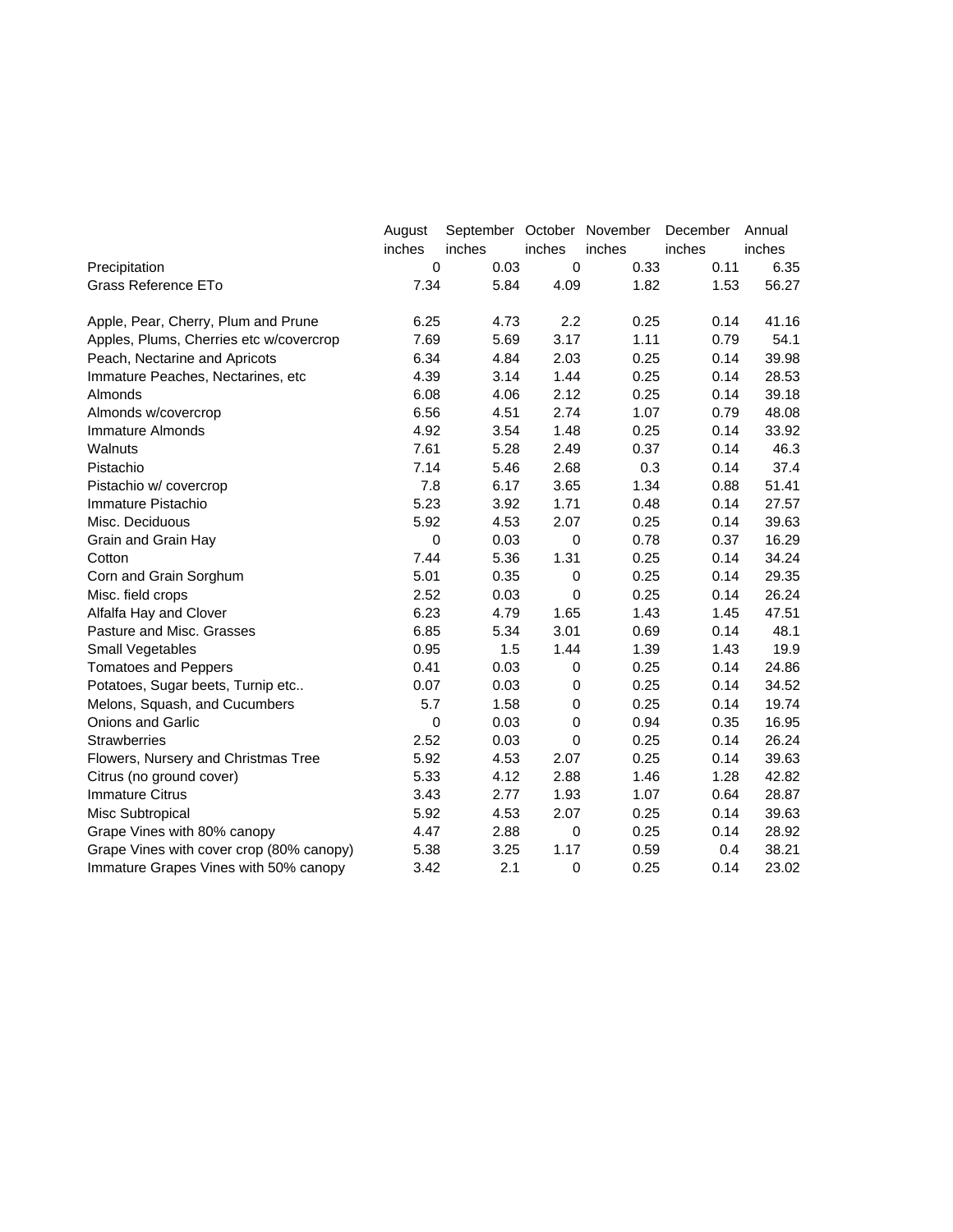| | August inches | September inches | October inches | November inches | December inches | Annual inches |
|---|---|---|---|---|---|---|
| Precipitation | 0 | 0.03 | 0 | 0.33 | 0.11 | 6.35 |
| Grass Reference ETo | 7.34 | 5.84 | 4.09 | 1.82 | 1.53 | 56.27 |
| | | | | | | |
| Apple, Pear, Cherry, Plum and Prune | 6.25 | 4.73 | 2.2 | 0.25 | 0.14 | 41.16 |
| Apples, Plums, Cherries etc w/covercrop | 7.69 | 5.69 | 3.17 | 1.11 | 0.79 | 54.1 |
| Peach, Nectarine and Apricots | 6.34 | 4.84 | 2.03 | 0.25 | 0.14 | 39.98 |
| Immature Peaches, Nectarines, etc | 4.39 | 3.14 | 1.44 | 0.25 | 0.14 | 28.53 |
| Almonds | 6.08 | 4.06 | 2.12 | 0.25 | 0.14 | 39.18 |
| Almonds w/covercrop | 6.56 | 4.51 | 2.74 | 1.07 | 0.79 | 48.08 |
| Immature Almonds | 4.92 | 3.54 | 1.48 | 0.25 | 0.14 | 33.92 |
| Walnuts | 7.61 | 5.28 | 2.49 | 0.37 | 0.14 | 46.3 |
| Pistachio | 7.14 | 5.46 | 2.68 | 0.3 | 0.14 | 37.4 |
| Pistachio w/ covercrop | 7.8 | 6.17 | 3.65 | 1.34 | 0.88 | 51.41 |
| Immature Pistachio | 5.23 | 3.92 | 1.71 | 0.48 | 0.14 | 27.57 |
| Misc. Deciduous | 5.92 | 4.53 | 2.07 | 0.25 | 0.14 | 39.63 |
| Grain and Grain Hay | 0 | 0.03 | 0 | 0.78 | 0.37 | 16.29 |
| Cotton | 7.44 | 5.36 | 1.31 | 0.25 | 0.14 | 34.24 |
| Corn and Grain Sorghum | 5.01 | 0.35 | 0 | 0.25 | 0.14 | 29.35 |
| Misc. field crops | 2.52 | 0.03 | 0 | 0.25 | 0.14 | 26.24 |
| Alfalfa Hay and Clover | 6.23 | 4.79 | 1.65 | 1.43 | 1.45 | 47.51 |
| Pasture and Misc. Grasses | 6.85 | 5.34 | 3.01 | 0.69 | 0.14 | 48.1 |
| Small Vegetables | 0.95 | 1.5 | 1.44 | 1.39 | 1.43 | 19.9 |
| Tomatoes and Peppers | 0.41 | 0.03 | 0 | 0.25 | 0.14 | 24.86 |
| Potatoes, Sugar beets, Turnip etc.. | 0.07 | 0.03 | 0 | 0.25 | 0.14 | 34.52 |
| Melons, Squash, and Cucumbers | 5.7 | 1.58 | 0 | 0.25 | 0.14 | 19.74 |
| Onions and Garlic | 0 | 0.03 | 0 | 0.94 | 0.35 | 16.95 |
| Strawberries | 2.52 | 0.03 | 0 | 0.25 | 0.14 | 26.24 |
| Flowers, Nursery and Christmas Tree | 5.92 | 4.53 | 2.07 | 0.25 | 0.14 | 39.63 |
| Citrus (no ground cover) | 5.33 | 4.12 | 2.88 | 1.46 | 1.28 | 42.82 |
| Immature Citrus | 3.43 | 2.77 | 1.93 | 1.07 | 0.64 | 28.87 |
| Misc Subtropical | 5.92 | 4.53 | 2.07 | 0.25 | 0.14 | 39.63 |
| Grape Vines with 80% canopy | 4.47 | 2.88 | 0 | 0.25 | 0.14 | 28.92 |
| Grape Vines with cover crop (80% canopy) | 5.38 | 3.25 | 1.17 | 0.59 | 0.4 | 38.21 |
| Immature Grapes Vines with 50% canopy | 3.42 | 2.1 | 0 | 0.25 | 0.14 | 23.02 |